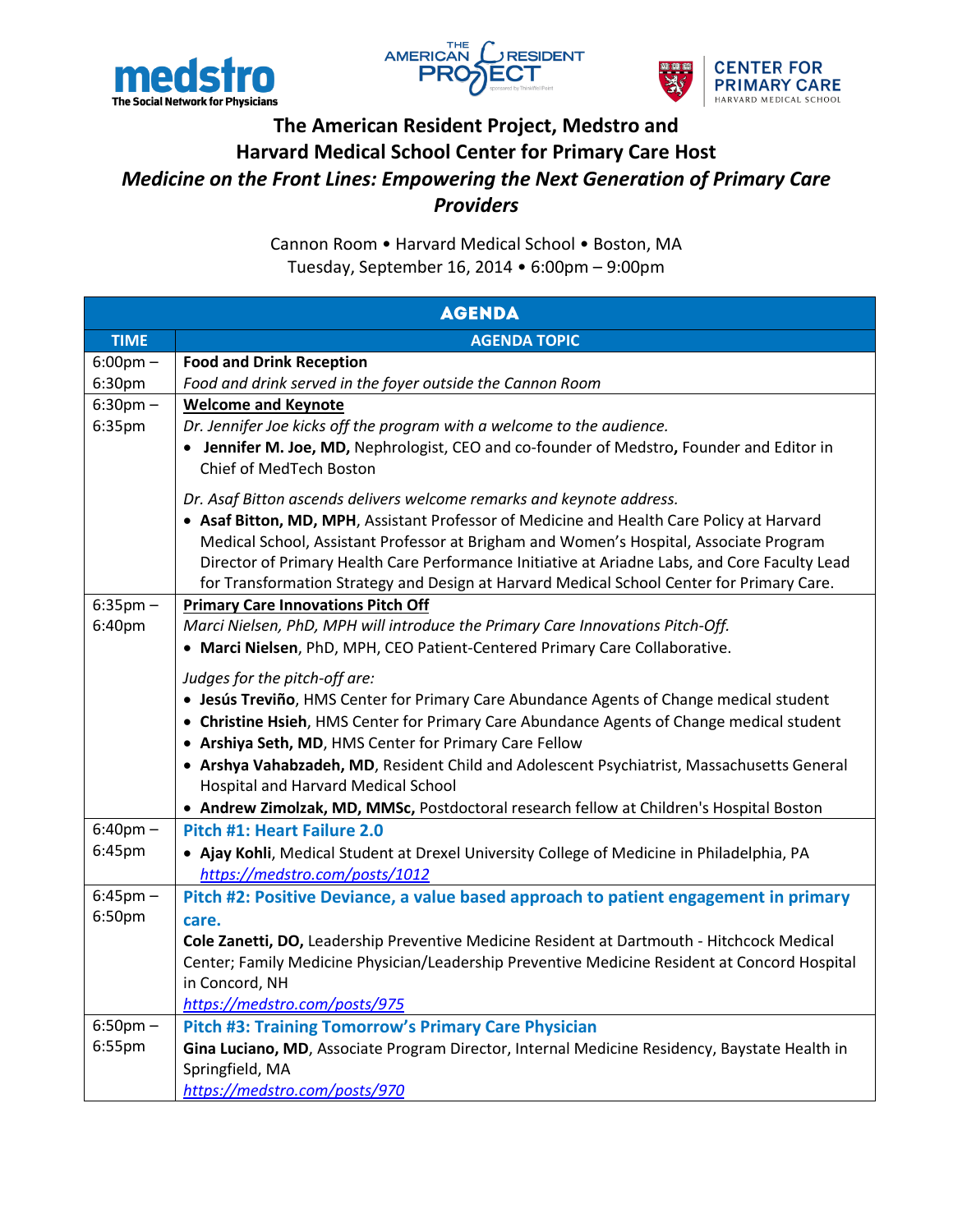# The American Resident Project, Medstro and Harvard Medical School Center for Primary Care Host

## *Medicine on the Front Lines: Empowering the Next Generation of Primary Care Providers*

Cannon Room • Harvard Medical School • Boston, MA
Tuesday, September 16, 2014 • 6:00pm – 9:00pm

| AGENDA | |
|---|---|
| **TIME** | **AGENDA TOPIC** |
| 6:00pm – 6:30pm | **Food and Drink Reception**<br>*Food and drink served in the foyer outside the Cannon Room* |
| 6:30pm – 6:35pm | **Welcome and Keynote**<br>*Dr. Jennifer Joe kicks off the program with a welcome to the audience.*<br>• **Jennifer M. Joe, MD,** Nephrologist, CEO and co-founder of Medstro**,** Founder and Editor in Chief of MedTech Boston<br><br>*Dr. Asaf Bitton ascends delivers welcome remarks and keynote address.*<br>• **Asaf Bitton, MD, MPH**, Assistant Professor of Medicine and Health Care Policy at Harvard Medical School, Assistant Professor at Brigham and Women's Hospital, Associate Program Director of Primary Health Care Performance Initiative at Ariadne Labs, and Core Faculty Lead for Transformation Strategy and Design at Harvard Medical School Center for Primary Care. |
| 6:35pm – 6:40pm | **Primary Care Innovations Pitch Off**<br>*Marci Nielsen, PhD, MPH will introduce the Primary Care Innovations Pitch-Off.*<br>• **Marci Nielsen**, PhD, MPH, CEO Patient-Centered Primary Care Collaborative.<br><br>*Judges for the pitch-off are:*<br>• **Jesús Treviño**, HMS Center for Primary Care Abundance Agents of Change medical student<br>• **Christine Hsieh**, HMS Center for Primary Care Abundance Agents of Change medical student<br>• **Arshiya Seth, MD**, HMS Center for Primary Care Fellow<br>• **Arshya Vahabzadeh, MD**, Resident Child and Adolescent Psychiatrist, Massachusetts General Hospital and Harvard Medical School<br>• **Andrew Zimolzak, MD, MMSc,** Postdoctoral research fellow at Children's Hospital Boston |
| 6:40pm – 6:45pm | **Pitch #1: Heart Failure 2.0**<br>• **Ajay Kohli**, Medical Student at Drexel University College of Medicine in Philadelphia, PA<br>*https://medstro.com/posts/1012* |
| 6:45pm – 6:50pm | **Pitch #2: Positive Deviance, a value based approach to patient engagement in primary care.**<br>**Cole Zanetti, DO,** Leadership Preventive Medicine Resident at Dartmouth - Hitchcock Medical Center; Family Medicine Physician/Leadership Preventive Medicine Resident at Concord Hospital in Concord, NH<br>*https://medstro.com/posts/975* |
| 6:50pm – 6:55pm | **Pitch #3: Training Tomorrow's Primary Care Physician**<br>**Gina Luciano, MD**, Associate Program Director, Internal Medicine Residency, Baystate Health in Springfield, MA<br>*https://medstro.com/posts/970* |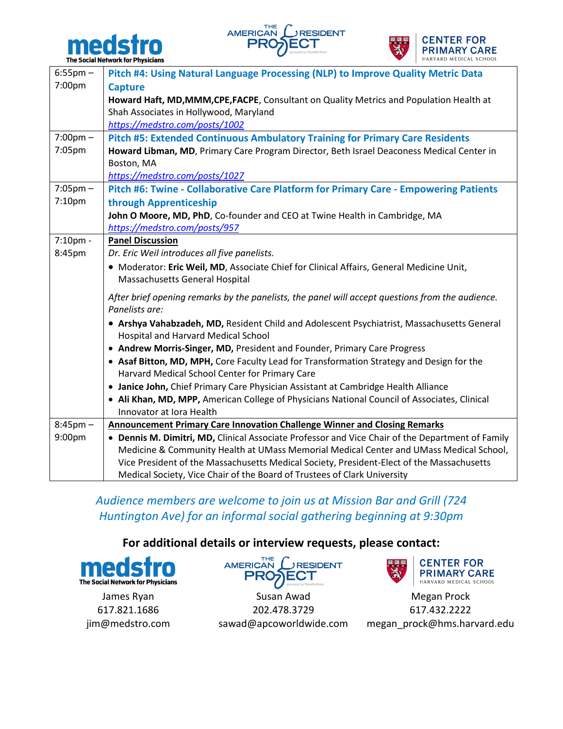| | |
|---|---|
| 6:55pm – 7:00pm | **Pitch #4: Using Natural Language Processing (NLP) to Improve Quality Metric Data Capture**<br>**Howard Haft, MD,MMM,CPE,FACPE**, Consultant on Quality Metrics and Population Health at Shah Associates in Hollywood, Maryland<br>https://medstro.com/posts/1002 |
| 7:00pm – 7:05pm | **Pitch #5: Extended Continuous Ambulatory Training for Primary Care Residents**<br>**Howard Libman, MD**, Primary Care Program Director, Beth Israel Deaconess Medical Center in Boston, MA<br>https://medstro.com/posts/1027 |
| 7:05pm – 7:10pm | **Pitch #6: Twine - Collaborative Care Platform for Primary Care - Empowering Patients through Apprenticeship**<br>**John O Moore, MD, PhD**, Co-founder and CEO at Twine Health in Cambridge, MA<br>https://medstro.com/posts/957 |
| 7:10pm - 8:45pm | **Panel Discussion**<br>*Dr. Eric Weil introduces all five panelists.*<br>• Moderator: **Eric Weil, MD**, Associate Chief for Clinical Affairs, General Medicine Unit, Massachusetts General Hospital<br>*After brief opening remarks by the panelists, the panel will accept questions from the audience. Panelists are:*<br>• **Arshya Vahabzadeh, MD,** Resident Child and Adolescent Psychiatrist, Massachusetts General Hospital and Harvard Medical School<br>• **Andrew Morris-Singer, MD,** President and Founder, Primary Care Progress<br>• **Asaf Bitton, MD, MPH,** Core Faculty Lead for Transformation Strategy and Design for the Harvard Medical School Center for Primary Care<br>• **Janice John,** Chief Primary Care Physician Assistant at Cambridge Health Alliance<br>• **Ali Khan, MD, MPP,** American College of Physicians National Council of Associates, Clinical Innovator at Iora Health |
| 8:45pm – 9:00pm | **Announcement Primary Care Innovation Challenge Winner and Closing Remarks**<br>• **Dennis M. Dimitri, MD,** Clinical Associate Professor and Vice Chair of the Department of Family Medicine & Community Health at UMass Memorial Medical Center and UMass Medical School, Vice President of the Massachusetts Medical Society, President-Elect of the Massachusetts Medical Society, Vice Chair of the Board of Trustees of Clark University |

*Audience members are welcome to join us at Mission Bar and Grill (724 Huntington Ave) for an informal social gathering beginning at 9:30pm*

**For additional details or interview requests, please contact:**

medstro — The Social Network for Physicians
James Ryan
617.821.1686
jim@medstro.com

The American Resident Project
Susan Awad
202.478.3729
sawad@apcoworldwide.com

Center for Primary Care, Harvard Medical School
Megan Prock
617.432.2222
megan_prock@hms.harvard.edu